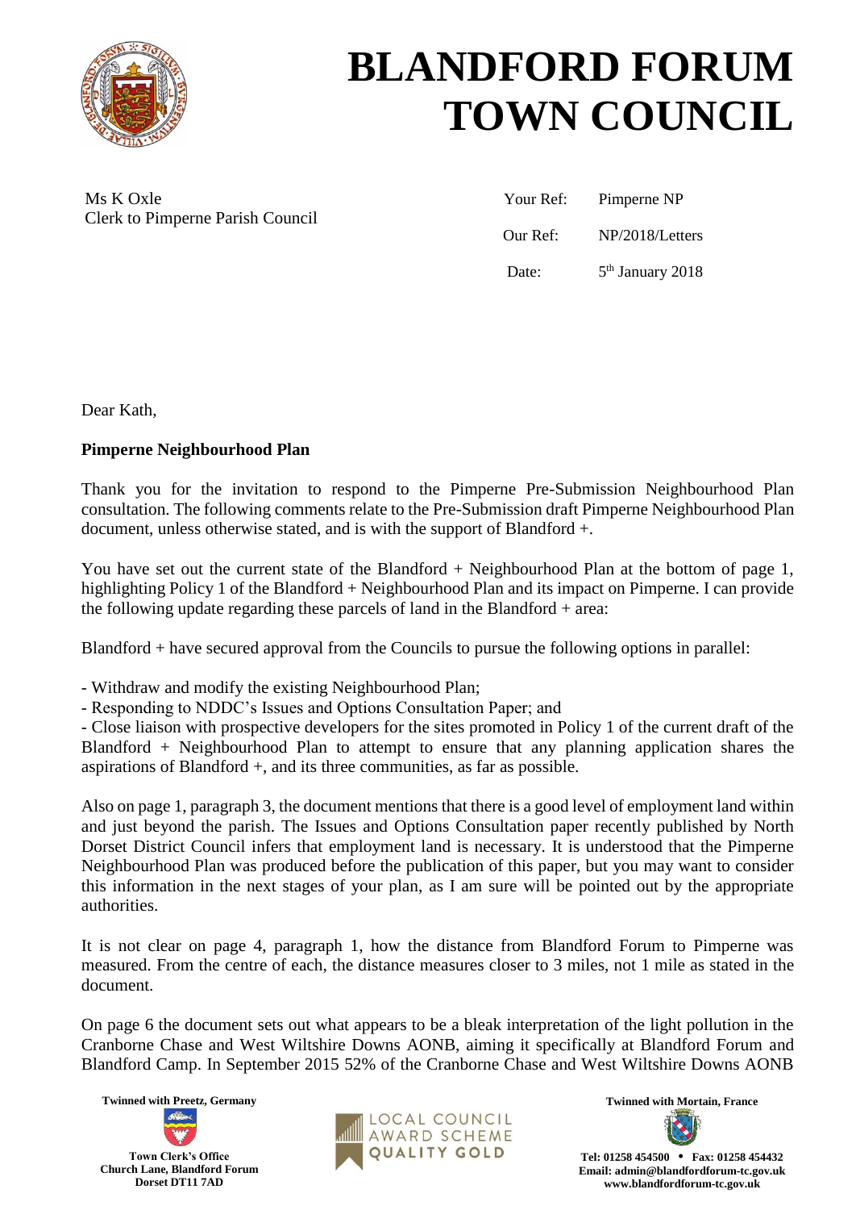# BLANDFORD FORUM TOWN COUNCIL

Ms K Oxle
Clerk to Pimperne Parish Council

| | |
|---|---|
| Your Ref: | Pimperne NP |
| Our Ref: | NP/2018/Letters |
| Date: | 5th January 2018 |

Dear Kath,

**Pimperne Neighbourhood Plan**

Thank you for the invitation to respond to the Pimperne Pre-Submission Neighbourhood Plan consultation. The following comments relate to the Pre-Submission draft Pimperne Neighbourhood Plan document, unless otherwise stated, and is with the support of Blandford +.

You have set out the current state of the Blandford + Neighbourhood Plan at the bottom of page 1, highlighting Policy 1 of the Blandford + Neighbourhood Plan and its impact on Pimperne. I can provide the following update regarding these parcels of land in the Blandford + area:

Blandford + have secured approval from the Councils to pursue the following options in parallel:

- Withdraw and modify the existing Neighbourhood Plan;
- Responding to NDDC's Issues and Options Consultation Paper; and
- Close liaison with prospective developers for the sites promoted in Policy 1 of the current draft of the Blandford + Neighbourhood Plan to attempt to ensure that any planning application shares the aspirations of Blandford +, and its three communities, as far as possible.

Also on page 1, paragraph 3, the document mentions that there is a good level of employment land within and just beyond the parish. The Issues and Options Consultation paper recently published by North Dorset District Council infers that employment land is necessary. It is understood that the Pimperne Neighbourhood Plan was produced before the publication of this paper, but you may want to consider this information in the next stages of your plan, as I am sure will be pointed out by the appropriate authorities.

It is not clear on page 4, paragraph 1, how the distance from Blandford Forum to Pimperne was measured. From the centre of each, the distance measures closer to 3 miles, not 1 mile as stated in the document.

On page 6 the document sets out what appears to be a bleak interpretation of the light pollution in the Cranborne Chase and West Wiltshire Downs AONB, aiming it specifically at Blandford Forum and Blandford Camp. In September 2015 52% of the Cranborne Chase and West Wiltshire Downs AONB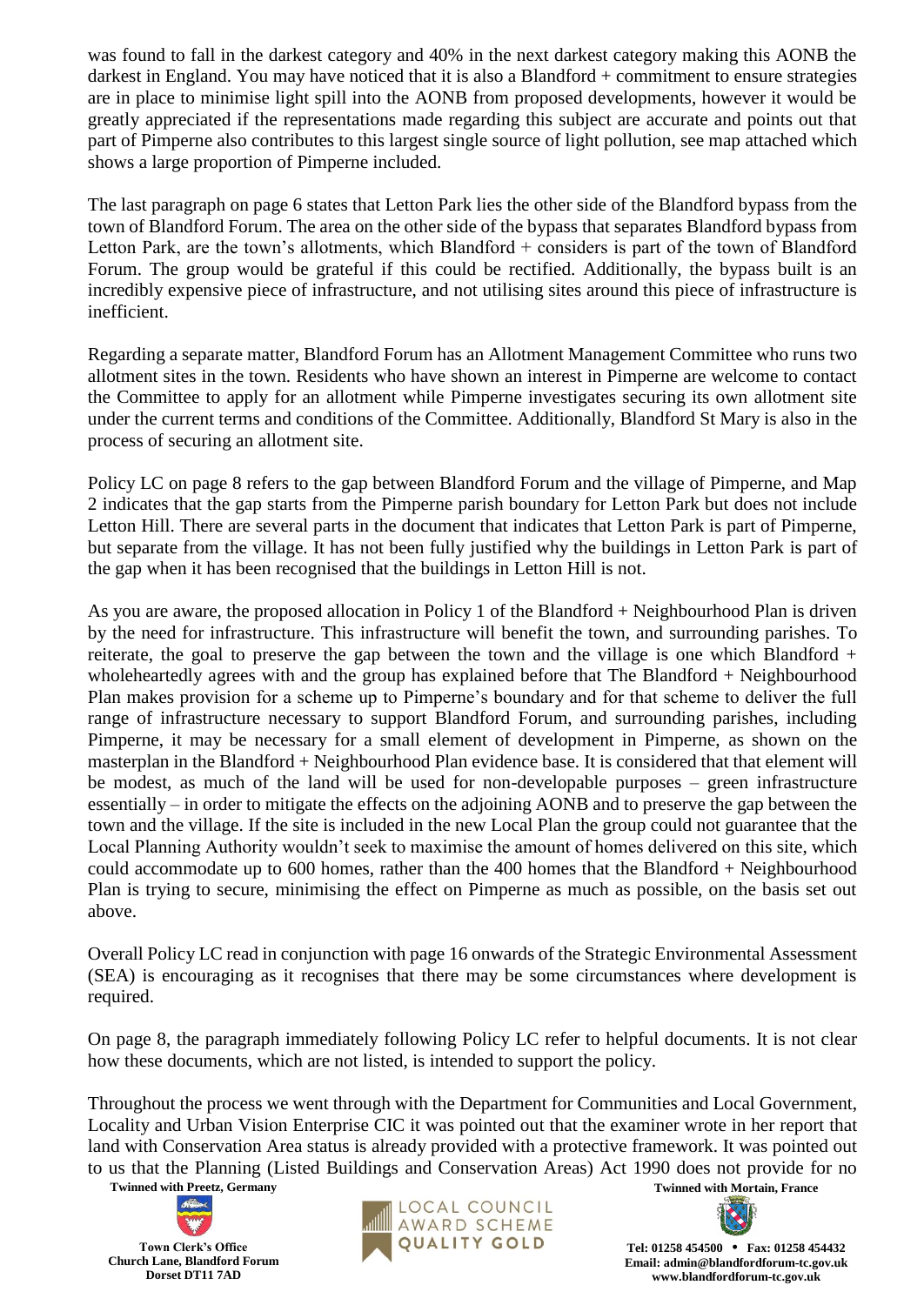was found to fall in the darkest category and 40% in the next darkest category making this AONB the darkest in England. You may have noticed that it is also a Blandford + commitment to ensure strategies are in place to minimise light spill into the AONB from proposed developments, however it would be greatly appreciated if the representations made regarding this subject are accurate and points out that part of Pimperne also contributes to this largest single source of light pollution, see map attached which shows a large proportion of Pimperne included.

The last paragraph on page 6 states that Letton Park lies the other side of the Blandford bypass from the town of Blandford Forum. The area on the other side of the bypass that separates Blandford bypass from Letton Park, are the town's allotments, which Blandford + considers is part of the town of Blandford Forum. The group would be grateful if this could be rectified. Additionally, the bypass built is an incredibly expensive piece of infrastructure, and not utilising sites around this piece of infrastructure is inefficient.

Regarding a separate matter, Blandford Forum has an Allotment Management Committee who runs two allotment sites in the town. Residents who have shown an interest in Pimperne are welcome to contact the Committee to apply for an allotment while Pimperne investigates securing its own allotment site under the current terms and conditions of the Committee. Additionally, Blandford St Mary is also in the process of securing an allotment site.

Policy LC on page 8 refers to the gap between Blandford Forum and the village of Pimperne, and Map 2 indicates that the gap starts from the Pimperne parish boundary for Letton Park but does not include Letton Hill. There are several parts in the document that indicates that Letton Park is part of Pimperne, but separate from the village. It has not been fully justified why the buildings in Letton Park is part of the gap when it has been recognised that the buildings in Letton Hill is not.

As you are aware, the proposed allocation in Policy 1 of the Blandford + Neighbourhood Plan is driven by the need for infrastructure. This infrastructure will benefit the town, and surrounding parishes. To reiterate, the goal to preserve the gap between the town and the village is one which Blandford + wholeheartedly agrees with and the group has explained before that The Blandford + Neighbourhood Plan makes provision for a scheme up to Pimperne's boundary and for that scheme to deliver the full range of infrastructure necessary to support Blandford Forum, and surrounding parishes, including Pimperne, it may be necessary for a small element of development in Pimperne, as shown on the masterplan in the Blandford + Neighbourhood Plan evidence base. It is considered that that element will be modest, as much of the land will be used for non-developable purposes – green infrastructure essentially – in order to mitigate the effects on the adjoining AONB and to preserve the gap between the town and the village. If the site is included in the new Local Plan the group could not guarantee that the Local Planning Authority wouldn't seek to maximise the amount of homes delivered on this site, which could accommodate up to 600 homes, rather than the 400 homes that the Blandford + Neighbourhood Plan is trying to secure, minimising the effect on Pimperne as much as possible, on the basis set out above.

Overall Policy LC read in conjunction with page 16 onwards of the Strategic Environmental Assessment (SEA) is encouraging as it recognises that there may be some circumstances where development is required.

On page 8, the paragraph immediately following Policy LC refer to helpful documents. It is not clear how these documents, which are not listed, is intended to support the policy.

Throughout the process we went through with the Department for Communities and Local Government, Locality and Urban Vision Enterprise CIC it was pointed out that the examiner wrote in her report that land with Conservation Area status is already provided with a protective framework. It was pointed out to us that the Planning (Listed Buildings and Conservation Areas) Act 1990 does not provide for no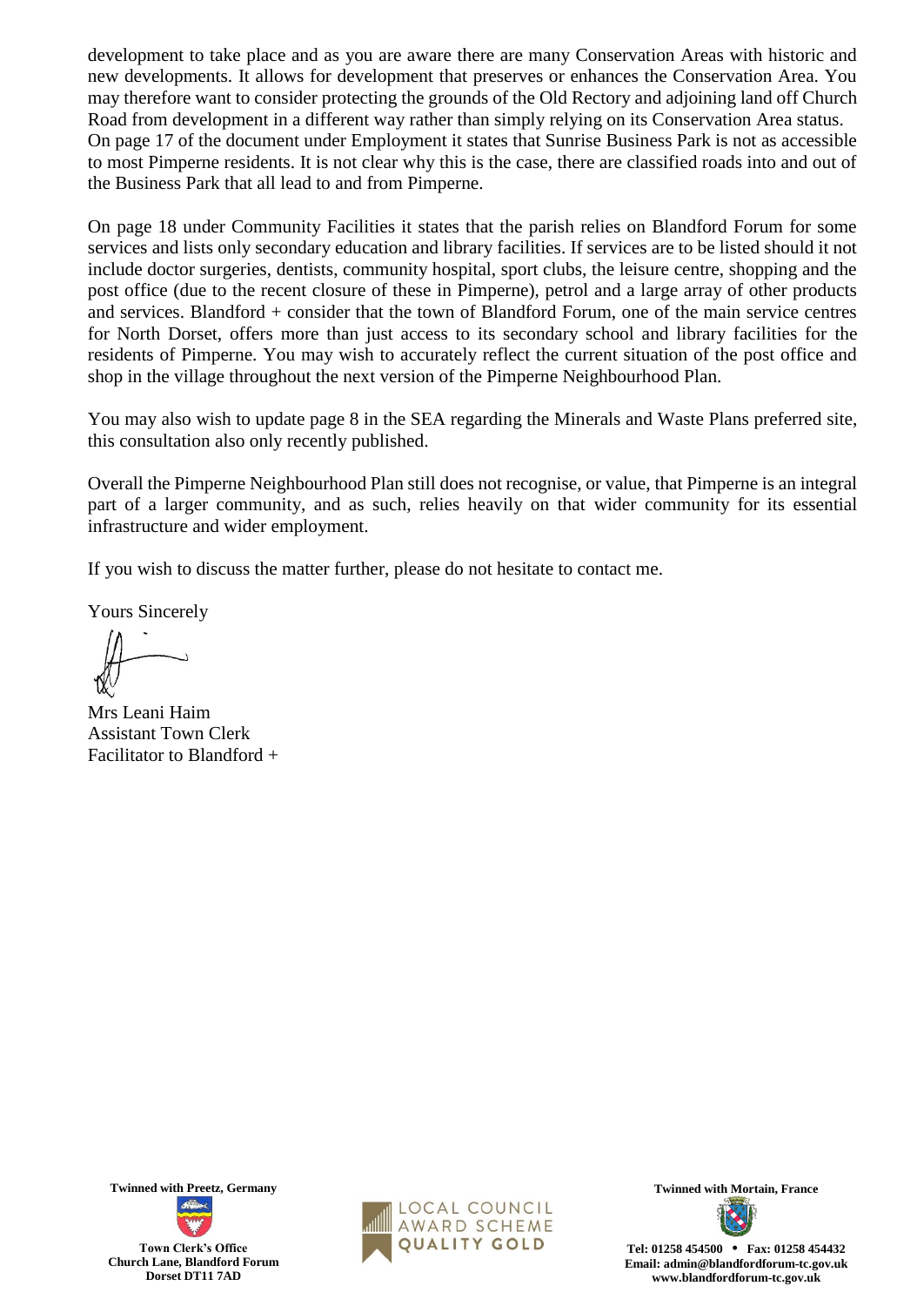development to take place and as you are aware there are many Conservation Areas with historic and new developments. It allows for development that preserves or enhances the Conservation Area. You may therefore want to consider protecting the grounds of the Old Rectory and adjoining land off Church Road from development in a different way rather than simply relying on its Conservation Area status.
On page 17 of the document under Employment it states that Sunrise Business Park is not as accessible to most Pimperne residents. It is not clear why this is the case, there are classified roads into and out of the Business Park that all lead to and from Pimperne.

On page 18 under Community Facilities it states that the parish relies on Blandford Forum for some services and lists only secondary education and library facilities. If services are to be listed should it not include doctor surgeries, dentists, community hospital, sport clubs, the leisure centre, shopping and the post office (due to the recent closure of these in Pimperne), petrol and a large array of other products and services. Blandford + consider that the town of Blandford Forum, one of the main service centres for North Dorset, offers more than just access to its secondary school and library facilities for the residents of Pimperne. You may wish to accurately reflect the current situation of the post office and shop in the village throughout the next version of the Pimperne Neighbourhood Plan.

You may also wish to update page 8 in the SEA regarding the Minerals and Waste Plans preferred site, this consultation also only recently published.

Overall the Pimperne Neighbourhood Plan still does not recognise, or value, that Pimperne is an integral part of a larger community, and as such, relies heavily on that wider community for its essential infrastructure and wider employment.

If you wish to discuss the matter further, please do not hesitate to contact me.

Yours Sincerely

Mrs Leani Haim
Assistant Town Clerk
Facilitator to Blandford +

**Twinned with Preetz, Germany**

**Town Clerk's Office**
**Church Lane, Blandford Forum**
**Dorset DT11 7AD**

LOCAL COUNCIL AWARD SCHEME QUALITY GOLD

**Twinned with Mortain, France**

**Tel: 01258 454500 • Fax: 01258 454432**
**Email: admin@blandfordforum-tc.gov.uk**
**www.blandfordforum-tc.gov.uk**